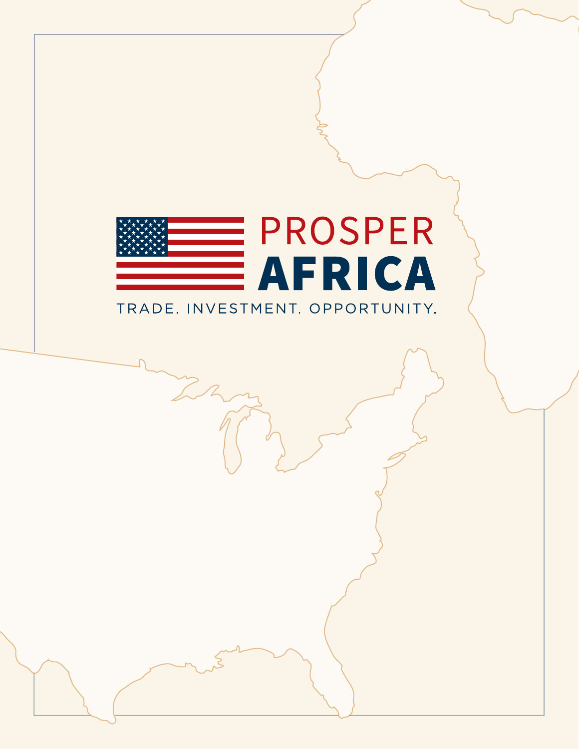# PROSPER AFRICA

TRADE. INVESTMENT. OPPORTUNITY.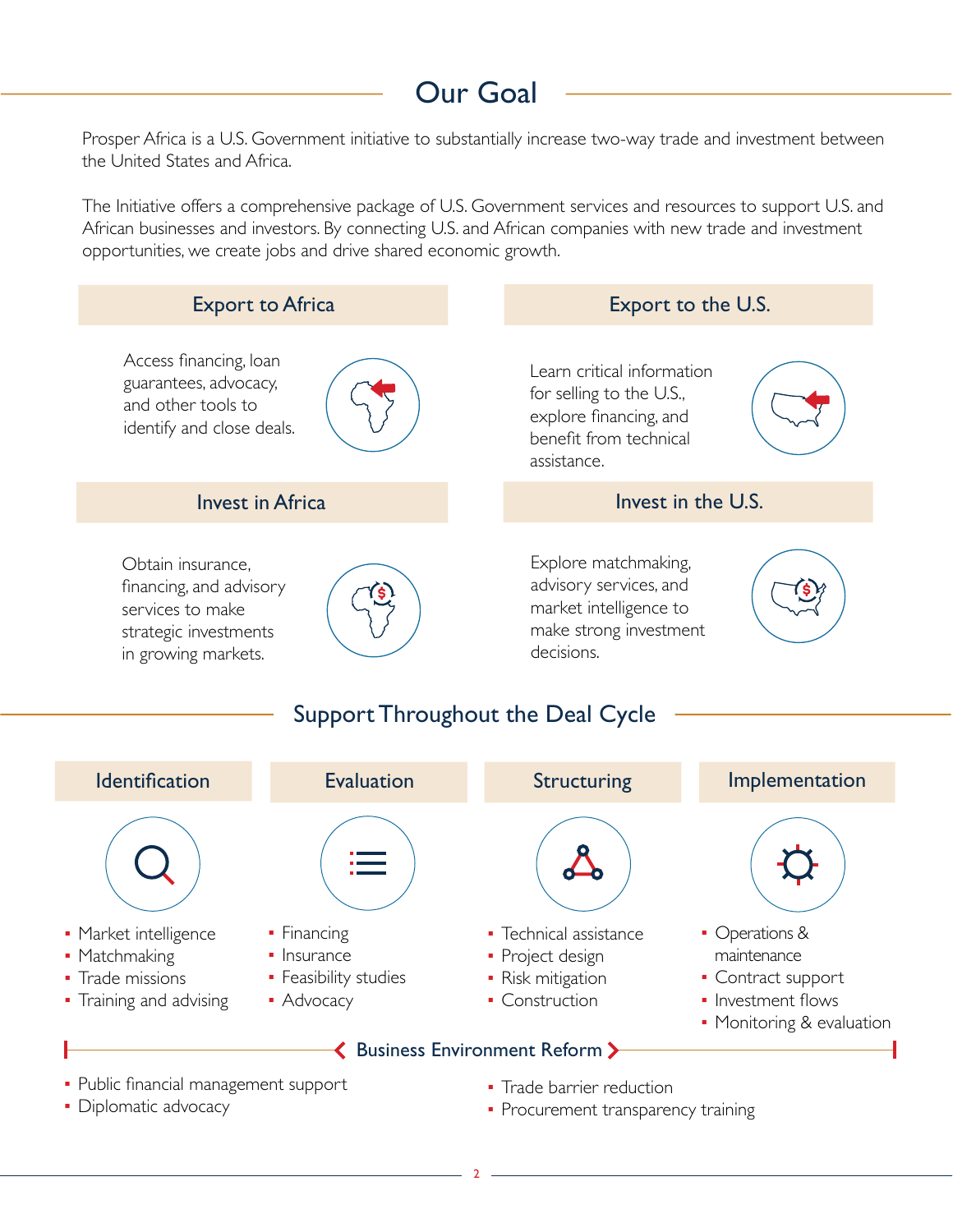# Our Goal

Prosper Africa is a U.S. Government initiative to substantially increase two-way trade and investment between the United States and Africa.

The Initiative offers a comprehensive package of U.S. Government services and resources to support U.S. and African businesses and investors. By connecting U.S. and African companies with new trade and investment opportunities, we create jobs and drive shared economic growth.

### Export to Africa

Access financing, loan guarantees, advocacy, and other tools to identify and close deals.

### Export to the U.S.

Learn critical information for selling to the U.S., explore financing, and benefit from technical assistance.

### Invest in Africa

Obtain insurance, financing, and advisory services to make strategic investments in growing markets.

### Invest in the U.S.

Explore matchmaking, advisory services, and market intelligence to make strong investment decisions.

## Support Throughout the Deal Cycle

### Identification

- Market intelligence
- Matchmaking
- Trade missions
- Training and advising

### Evaluation

- Financing
- Insurance
- Feasibility studies
- Advocacy

### Structuring

- Technical assistance
- Project design
- Risk mitigation
- Construction

### Implementation

- Operations & maintenance
- Contract support
- Investment flows
- Monitoring & evaluation

### Business Environment Reform

- Public financial management support
- Diplomatic advocacy
- Trade barrier reduction
- Procurement transparency training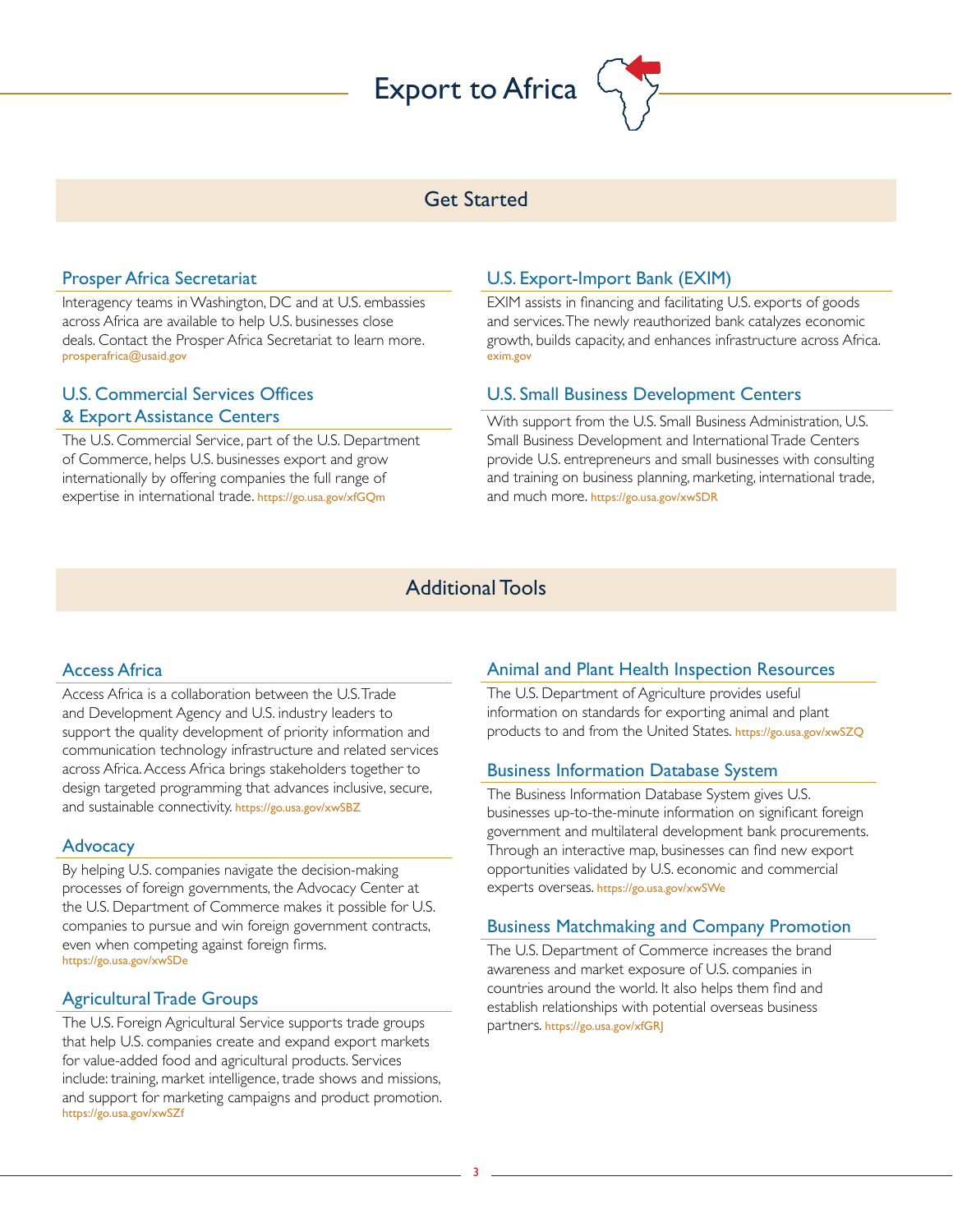# Export to Africa

## Get Started

### Prosper Africa Secretariat

Interagency teams in Washington, DC and at U.S. embassies across Africa are available to help U.S. businesses close deals. Contact the Prosper Africa Secretariat to learn more. prosperafrica@usaid.gov

### U.S. Commercial Services Offices & Export Assistance Centers

The U.S. Commercial Service, part of the U.S. Department of Commerce, helps U.S. businesses export and grow internationally by offering companies the full range of expertise in international trade. https://go.usa.gov/xfGQm

### U.S. Export-Import Bank (EXIM)

EXIM assists in financing and facilitating U.S. exports of goods and services. The newly reauthorized bank catalyzes economic growth, builds capacity, and enhances infrastructure across Africa. exim.gov

### U.S. Small Business Development Centers

With support from the U.S. Small Business Administration, U.S. Small Business Development and International Trade Centers provide U.S. entrepreneurs and small businesses with consulting and training on business planning, marketing, international trade, and much more. https://go.usa.gov/xwSDR

## Additional Tools

### Access Africa

Access Africa is a collaboration between the U.S. Trade and Development Agency and U.S. industry leaders to support the quality development of priority information and communication technology infrastructure and related services across Africa. Access Africa brings stakeholders together to design targeted programming that advances inclusive, secure, and sustainable connectivity. https://go.usa.gov/xwSBZ

### Advocacy

By helping U.S. companies navigate the decision-making processes of foreign governments, the Advocacy Center at the U.S. Department of Commerce makes it possible for U.S. companies to pursue and win foreign government contracts, even when competing against foreign firms. https://go.usa.gov/xwSDe

### Agricultural Trade Groups

The U.S. Foreign Agricultural Service supports trade groups that help U.S. companies create and expand export markets for value-added food and agricultural products. Services include: training, market intelligence, trade shows and missions, and support for marketing campaigns and product promotion. https://go.usa.gov/xwSZf

### Animal and Plant Health Inspection Resources

The U.S. Department of Agriculture provides useful information on standards for exporting animal and plant products to and from the United States. https://go.usa.gov/xwSZQ

### Business Information Database System

The Business Information Database System gives U.S. businesses up-to-the-minute information on significant foreign government and multilateral development bank procurements. Through an interactive map, businesses can find new export opportunities validated by U.S. economic and commercial experts overseas. https://go.usa.gov/xwSWe

### Business Matchmaking and Company Promotion

The U.S. Department of Commerce increases the brand awareness and market exposure of U.S. companies in countries around the world. It also helps them find and establish relationships with potential overseas business partners. https://go.usa.gov/xfGRJ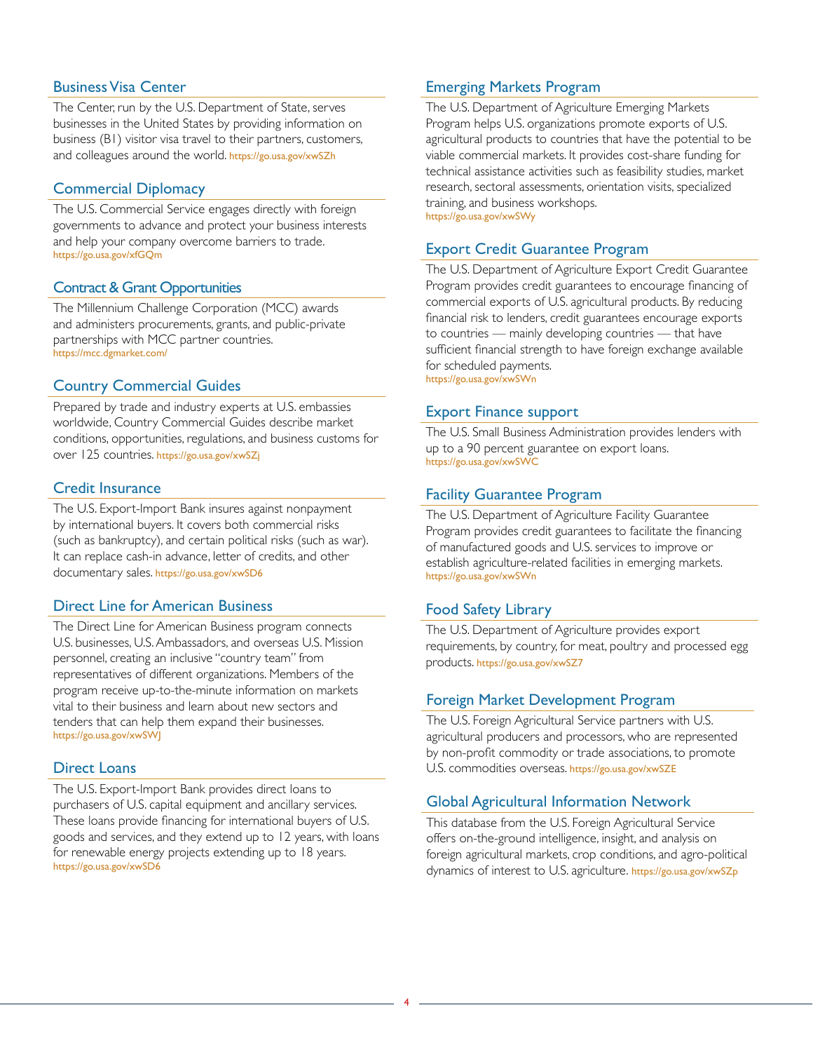## Business Visa Center

The Center, run by the U.S. Department of State, serves businesses in the United States by providing information on business (B1) visitor visa travel to their partners, customers, and colleagues around the world. https://go.usa.gov/xwSZh

## Commercial Diplomacy

The U.S. Commercial Service engages directly with foreign governments to advance and protect your business interests and help your company overcome barriers to trade. https://go.usa.gov/xfGQm

## Contract & Grant Opportunities

The Millennium Challenge Corporation (MCC) awards and administers procurements, grants, and public-private partnerships with MCC partner countries. https://mcc.dgmarket.com/

## Country Commercial Guides

Prepared by trade and industry experts at U.S. embassies worldwide, Country Commercial Guides describe market conditions, opportunities, regulations, and business customs for over 125 countries. https://go.usa.gov/xwSZj

## Credit Insurance

The U.S. Export-Import Bank insures against nonpayment by international buyers. It covers both commercial risks (such as bankruptcy), and certain political risks (such as war). It can replace cash-in advance, letter of credits, and other documentary sales. https://go.usa.gov/xwSD6

## Direct Line for American Business

The Direct Line for American Business program connects U.S. businesses, U.S. Ambassadors, and overseas U.S. Mission personnel, creating an inclusive "country team" from representatives of different organizations. Members of the program receive up-to-the-minute information on markets vital to their business and learn about new sectors and tenders that can help them expand their businesses. https://go.usa.gov/xwSWJ

## Direct Loans

The U.S. Export-Import Bank provides direct loans to purchasers of U.S. capital equipment and ancillary services. These loans provide financing for international buyers of U.S. goods and services, and they extend up to 12 years, with loans for renewable energy projects extending up to 18 years. https://go.usa.gov/xwSD6

## Emerging Markets Program

The U.S. Department of Agriculture Emerging Markets Program helps U.S. organizations promote exports of U.S. agricultural products to countries that have the potential to be viable commercial markets. It provides cost-share funding for technical assistance activities such as feasibility studies, market research, sectoral assessments, orientation visits, specialized training, and business workshops. https://go.usa.gov/xwSWy

## Export Credit Guarantee Program

The U.S. Department of Agriculture Export Credit Guarantee Program provides credit guarantees to encourage financing of commercial exports of U.S. agricultural products. By reducing financial risk to lenders, credit guarantees encourage exports to countries — mainly developing countries — that have sufficient financial strength to have foreign exchange available for scheduled payments. https://go.usa.gov/xwSWn

## Export Finance support

The U.S. Small Business Administration provides lenders with up to a 90 percent guarantee on export loans. https://go.usa.gov/xwSWC

## Facility Guarantee Program

The U.S. Department of Agriculture Facility Guarantee Program provides credit guarantees to facilitate the financing of manufactured goods and U.S. services to improve or establish agriculture-related facilities in emerging markets. https://go.usa.gov/xwSWn

## Food Safety Library

The U.S. Department of Agriculture provides export requirements, by country, for meat, poultry and processed egg products. https://go.usa.gov/xwSZ7

## Foreign Market Development Program

The U.S. Foreign Agricultural Service partners with U.S. agricultural producers and processors, who are represented by non-profit commodity or trade associations, to promote U.S. commodities overseas. https://go.usa.gov/xwSZE

## Global Agricultural Information Network

This database from the U.S. Foreign Agricultural Service offers on-the-ground intelligence, insight, and analysis on foreign agricultural markets, crop conditions, and agro-political dynamics of interest to U.S. agriculture. https://go.usa.gov/xwSZp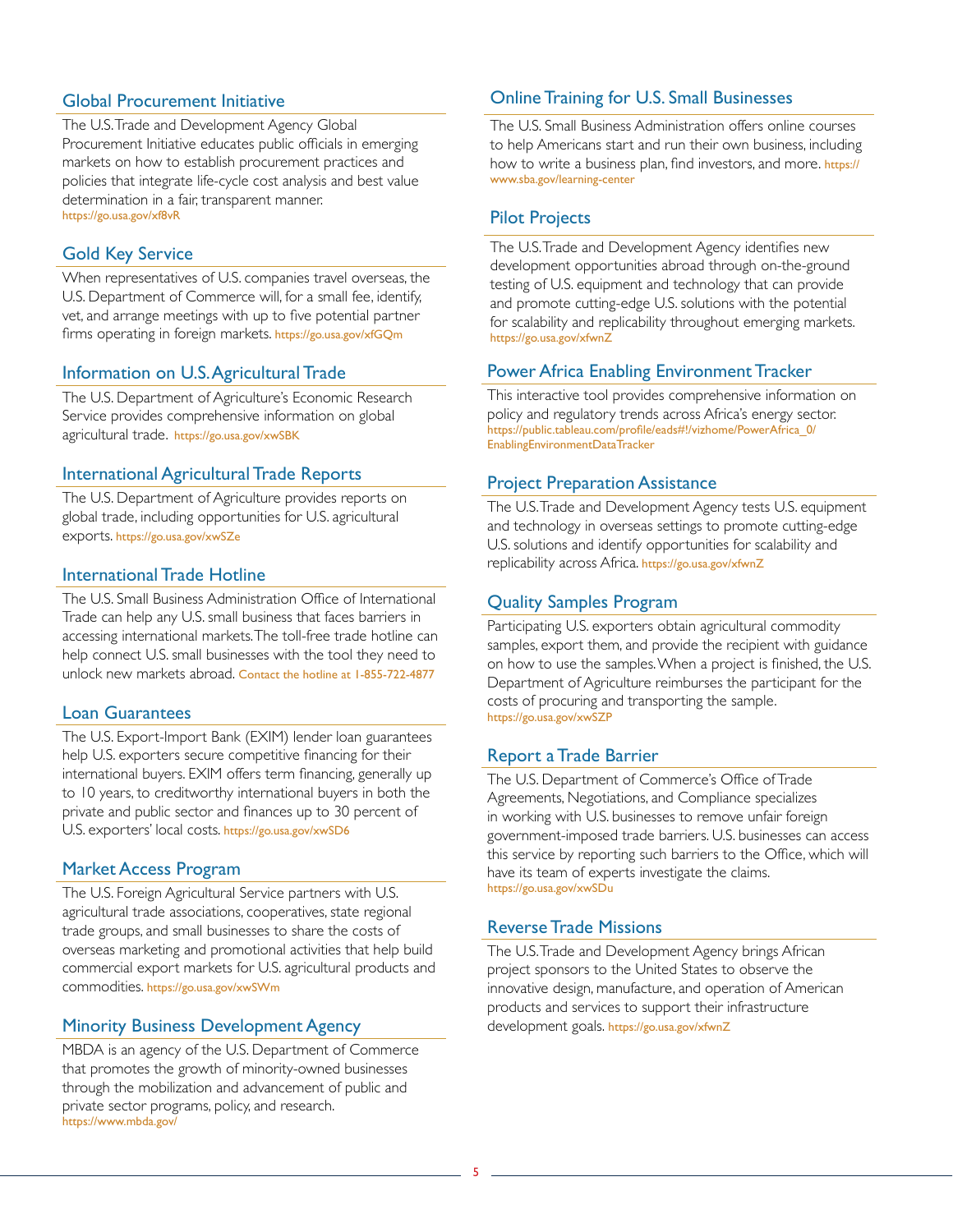## Global Procurement Initiative

The U.S. Trade and Development Agency Global Procurement Initiative educates public officials in emerging markets on how to establish procurement practices and policies that integrate life-cycle cost analysis and best value determination in a fair, transparent manner.
https://go.usa.gov/xf8vR

## Gold Key Service

When representatives of U.S. companies travel overseas, the U.S. Department of Commerce will, for a small fee, identify, vet, and arrange meetings with up to five potential partner firms operating in foreign markets. https://go.usa.gov/xfGQm

## Information on U.S. Agricultural Trade

The U.S. Department of Agriculture's Economic Research Service provides comprehensive information on global agricultural trade. https://go.usa.gov/xwSBK

## International Agricultural Trade Reports

The U.S. Department of Agriculture provides reports on global trade, including opportunities for U.S. agricultural exports. https://go.usa.gov/xwSZe

## International Trade Hotline

The U.S. Small Business Administration Office of International Trade can help any U.S. small business that faces barriers in accessing international markets. The toll-free trade hotline can help connect U.S. small businesses with the tool they need to unlock new markets abroad. Contact the hotline at 1-855-722-4877

## Loan Guarantees

The U.S. Export-Import Bank (EXIM) lender loan guarantees help U.S. exporters secure competitive financing for their international buyers. EXIM offers term financing, generally up to 10 years, to creditworthy international buyers in both the private and public sector and finances up to 30 percent of U.S. exporters' local costs. https://go.usa.gov/xwSD6

## Market Access Program

The U.S. Foreign Agricultural Service partners with U.S. agricultural trade associations, cooperatives, state regional trade groups, and small businesses to share the costs of overseas marketing and promotional activities that help build commercial export markets for U.S. agricultural products and commodities. https://go.usa.gov/xwSWm

## Minority Business Development Agency

MBDA is an agency of the U.S. Department of Commerce that promotes the growth of minority-owned businesses through the mobilization and advancement of public and private sector programs, policy, and research.
https://www.mbda.gov/

## Online Training for U.S. Small Businesses

The U.S. Small Business Administration offers online courses to help Americans start and run their own business, including how to write a business plan, find investors, and more. https://www.sba.gov/learning-center

## Pilot Projects

The U.S. Trade and Development Agency identifies new development opportunities abroad through on-the-ground testing of U.S. equipment and technology that can provide and promote cutting-edge U.S. solutions with the potential for scalability and replicability throughout emerging markets.
https://go.usa.gov/xfwnZ

## Power Africa Enabling Environment Tracker

This interactive tool provides comprehensive information on policy and regulatory trends across Africa's energy sector.
https://public.tableau.com/profile/eads#!/vizhome/PowerAfrica_0/EnablingEnvironmentDataTracker

## Project Preparation Assistance

The U.S. Trade and Development Agency tests U.S. equipment and technology in overseas settings to promote cutting-edge U.S. solutions and identify opportunities for scalability and replicability across Africa. https://go.usa.gov/xfwnZ

## Quality Samples Program

Participating U.S. exporters obtain agricultural commodity samples, export them, and provide the recipient with guidance on how to use the samples. When a project is finished, the U.S. Department of Agriculture reimburses the participant for the costs of procuring and transporting the sample.
https://go.usa.gov/xwSZP

## Report a Trade Barrier

The U.S. Department of Commerce's Office of Trade Agreements, Negotiations, and Compliance specializes in working with U.S. businesses to remove unfair foreign government-imposed trade barriers. U.S. businesses can access this service by reporting such barriers to the Office, which will have its team of experts investigate the claims.
https://go.usa.gov/xwSDu

## Reverse Trade Missions

The U.S. Trade and Development Agency brings African project sponsors to the United States to observe the innovative design, manufacture, and operation of American products and services to support their infrastructure development goals. https://go.usa.gov/xfwnZ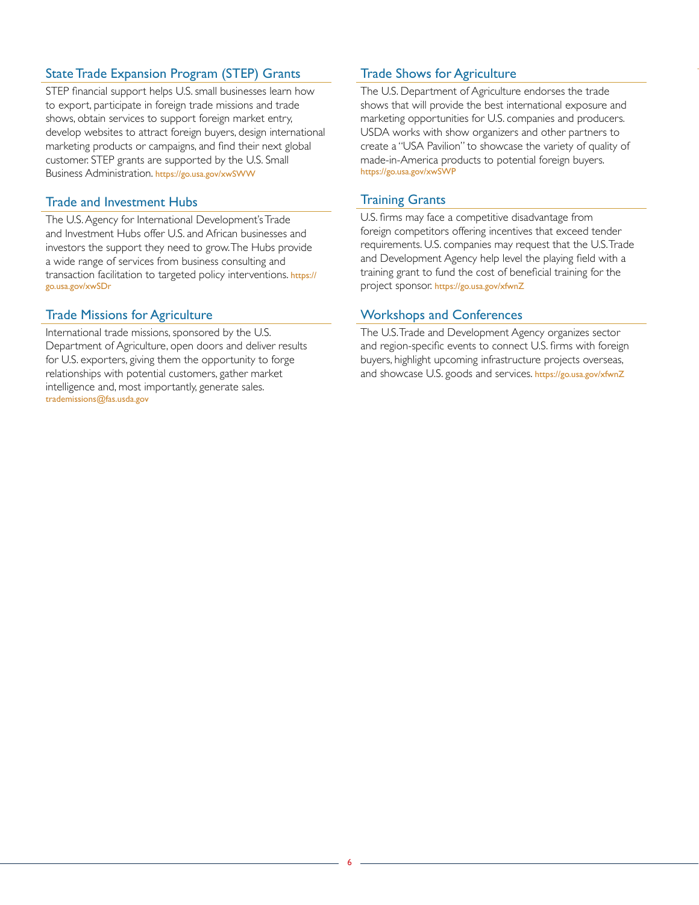## State Trade Expansion Program (STEP) Grants

STEP financial support helps U.S. small businesses learn how to export, participate in foreign trade missions and trade shows, obtain services to support foreign market entry, develop websites to attract foreign buyers, design international marketing products or campaigns, and find their next global customer. STEP grants are supported by the U.S. Small Business Administration. https://go.usa.gov/xwSWW

## Trade and Investment Hubs

The U.S. Agency for International Development's Trade and Investment Hubs offer U.S. and African businesses and investors the support they need to grow. The Hubs provide a wide range of services from business consulting and transaction facilitation to targeted policy interventions. https://go.usa.gov/xwSDr

## Trade Missions for Agriculture

International trade missions, sponsored by the U.S. Department of Agriculture, open doors and deliver results for U.S. exporters, giving them the opportunity to forge relationships with potential customers, gather market intelligence and, most importantly, generate sales. trademissions@fas.usda.gov

## Trade Shows for Agriculture

The U.S. Department of Agriculture endorses the trade shows that will provide the best international exposure and marketing opportunities for U.S. companies and producers. USDA works with show organizers and other partners to create a "USA Pavilion" to showcase the variety of quality of made-in-America products to potential foreign buyers. https://go.usa.gov/xwSWP

## Training Grants

U.S. firms may face a competitive disadvantage from foreign competitors offering incentives that exceed tender requirements. U.S. companies may request that the U.S. Trade and Development Agency help level the playing field with a training grant to fund the cost of beneficial training for the project sponsor. https://go.usa.gov/xfwnZ

## Workshops and Conferences

The U.S. Trade and Development Agency organizes sector and region-specific events to connect U.S. firms with foreign buyers, highlight upcoming infrastructure projects overseas, and showcase U.S. goods and services. https://go.usa.gov/xfwnZ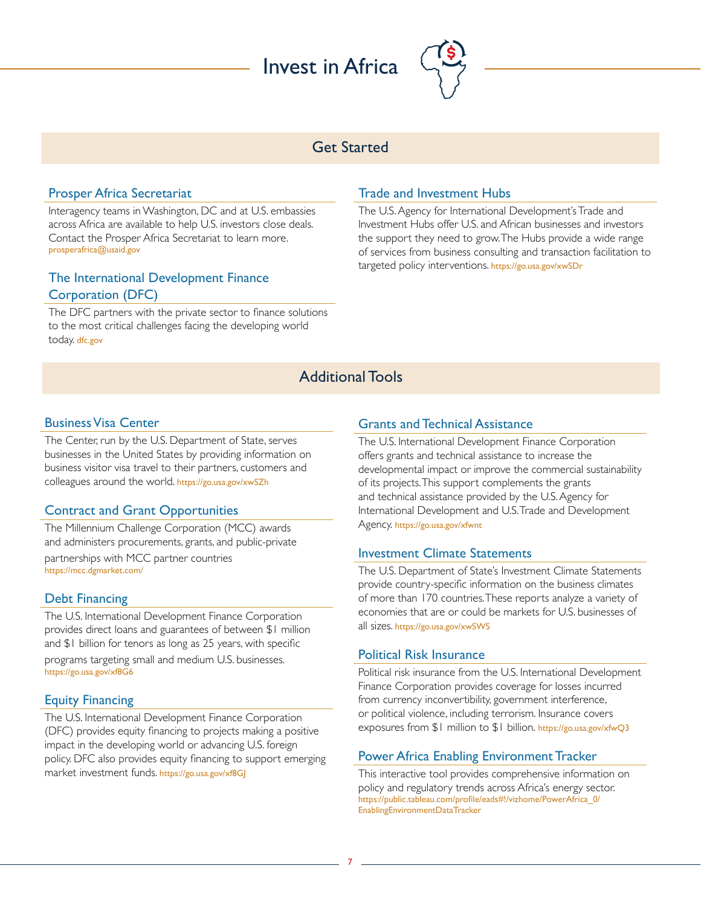# Invest in Africa

## Get Started

### Prosper Africa Secretariat

Interagency teams in Washington, DC and at U.S. embassies across Africa are available to help U.S. investors close deals. Contact the Prosper Africa Secretariat to learn more. prosperafrica@usaid.gov

### The International Development Finance Corporation (DFC)

The DFC partners with the private sector to finance solutions to the most critical challenges facing the developing world today. dfc.gov

### Trade and Investment Hubs

The U.S. Agency for International Development's Trade and Investment Hubs offer U.S. and African businesses and investors the support they need to grow. The Hubs provide a wide range of services from business consulting and transaction facilitation to targeted policy interventions. https://go.usa.gov/xwSDr

## Additional Tools

### Business Visa Center

The Center, run by the U.S. Department of State, serves businesses in the United States by providing information on business visitor visa travel to their partners, customers and colleagues around the world. https://go.usa.gov/xwSZh

### Contract and Grant Opportunities

The Millennium Challenge Corporation (MCC) awards and administers procurements, grants, and public-private partnerships with MCC partner countries https://mcc.dgmarket.com/

### Debt Financing

The U.S. International Development Finance Corporation provides direct loans and guarantees of between $1 million and $1 billion for tenors as long as 25 years, with specific programs targeting small and medium U.S. businesses. https://go.usa.gov/xf8G6

### Equity Financing

The U.S. International Development Finance Corporation (DFC) provides equity financing to projects making a positive impact in the developing world or advancing U.S. foreign policy. DFC also provides equity financing to support emerging market investment funds. https://go.usa.gov/xf8GJ

### Grants and Technical Assistance

The U.S. International Development Finance Corporation offers grants and technical assistance to increase the developmental impact or improve the commercial sustainability of its projects. This support complements the grants and technical assistance provided by the U.S. Agency for International Development and U.S. Trade and Development Agency. https://go.usa.gov/xfwnt

### Investment Climate Statements

The U.S. Department of State's Investment Climate Statements provide country-specific information on the business climates of more than 170 countries. These reports analyze a variety of economies that are or could be markets for U.S. businesses of all sizes. https://go.usa.gov/xwSWS

### Political Risk Insurance

Political risk insurance from the U.S. International Development Finance Corporation provides coverage for losses incurred from currency inconvertibility, government interference, or political violence, including terrorism. Insurance covers exposures from $1 million to $1 billion. https://go.usa.gov/xfwQ3

### Power Africa Enabling Environment Tracker

This interactive tool provides comprehensive information on policy and regulatory trends across Africa's energy sector. https://public.tableau.com/profile/eads#!/vizhome/PowerAfrica_0/EnablingEnvironmentDataTracker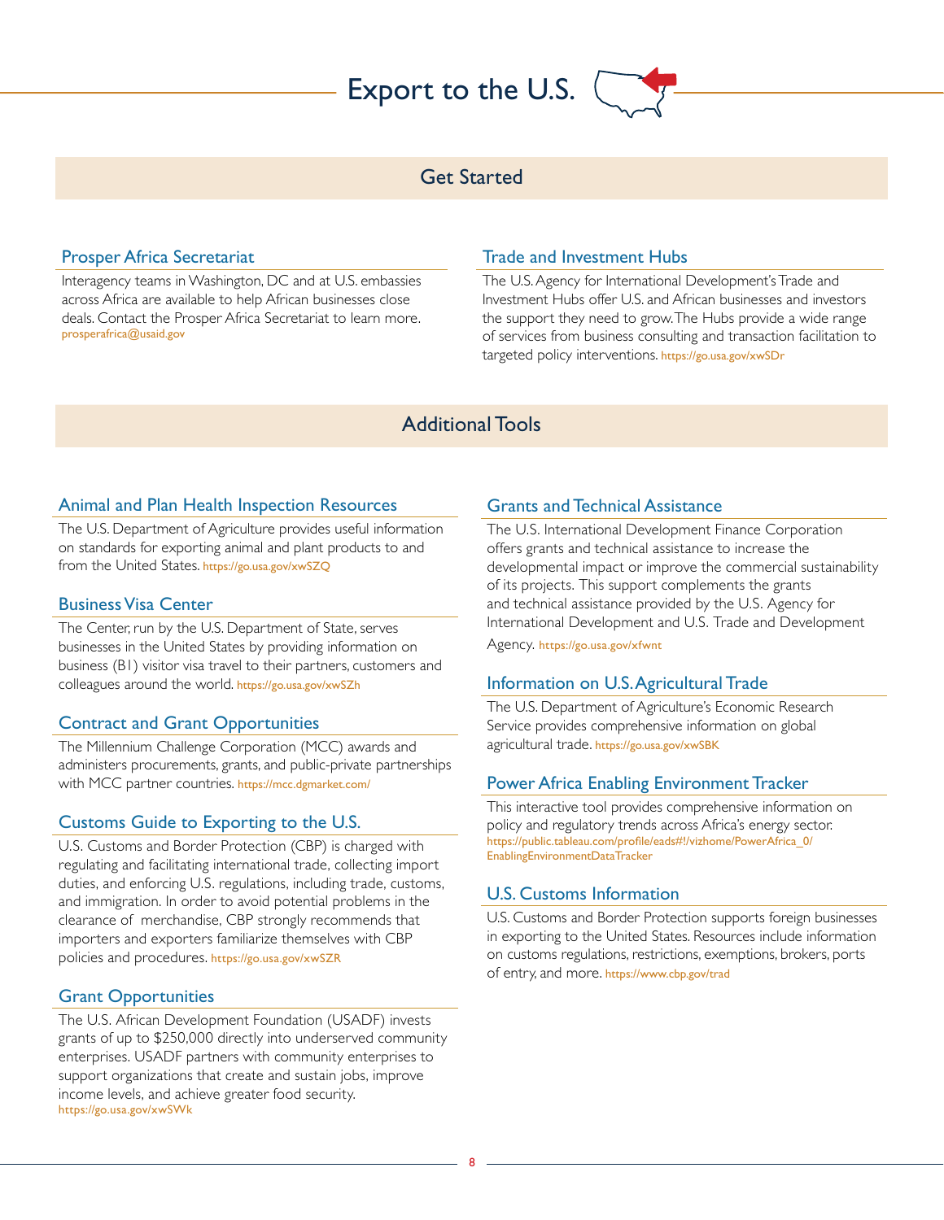# Export to the U.S.

## Get Started

### Prosper Africa Secretariat

Interagency teams in Washington, DC and at U.S. embassies across Africa are available to help African businesses close deals. Contact the Prosper Africa Secretariat to learn more. prosperafrica@usaid.gov

### Trade and Investment Hubs

The U.S. Agency for International Development's Trade and Investment Hubs offer U.S. and African businesses and investors the support they need to grow. The Hubs provide a wide range of services from business consulting and transaction facilitation to targeted policy interventions. https://go.usa.gov/xwSDr

## Additional Tools

### Animal and Plan Health Inspection Resources

The U.S. Department of Agriculture provides useful information on standards for exporting animal and plant products to and from the United States. https://go.usa.gov/xwSZQ

### Business Visa Center

The Center, run by the U.S. Department of State, serves businesses in the United States by providing information on business (B1) visitor visa travel to their partners, customers and colleagues around the world. https://go.usa.gov/xwSZh

### Contract and Grant Opportunities

The Millennium Challenge Corporation (MCC) awards and administers procurements, grants, and public-private partnerships with MCC partner countries. https://mcc.dgmarket.com/

### Customs Guide to Exporting to the U.S.

U.S. Customs and Border Protection (CBP) is charged with regulating and facilitating international trade, collecting import duties, and enforcing U.S. regulations, including trade, customs, and immigration. In order to avoid potential problems in the clearance of merchandise, CBP strongly recommends that importers and exporters familiarize themselves with CBP policies and procedures. https://go.usa.gov/xwSZR

### Grant Opportunities

The U.S. African Development Foundation (USADF) invests grants of up to $250,000 directly into underserved community enterprises. USADF partners with community enterprises to support organizations that create and sustain jobs, improve income levels, and achieve greater food security. https://go.usa.gov/xwSWk

### Grants and Technical Assistance

The U.S. International Development Finance Corporation offers grants and technical assistance to increase the developmental impact or improve the commercial sustainability of its projects. This support complements the grants and technical assistance provided by the U.S. Agency for International Development and U.S. Trade and Development Agency. https://go.usa.gov/xfwnt

### Information on U.S. Agricultural Trade

The U.S. Department of Agriculture's Economic Research Service provides comprehensive information on global agricultural trade. https://go.usa.gov/xwSBK

### Power Africa Enabling Environment Tracker

This interactive tool provides comprehensive information on policy and regulatory trends across Africa's energy sector. https://public.tableau.com/profile/eads#!/vizhome/PowerAfrica_0/EnablingEnvironmentDataTracker

### U.S. Customs Information

U.S. Customs and Border Protection supports foreign businesses in exporting to the United States. Resources include information on customs regulations, restrictions, exemptions, brokers, ports of entry, and more. https://www.cbp.gov/trad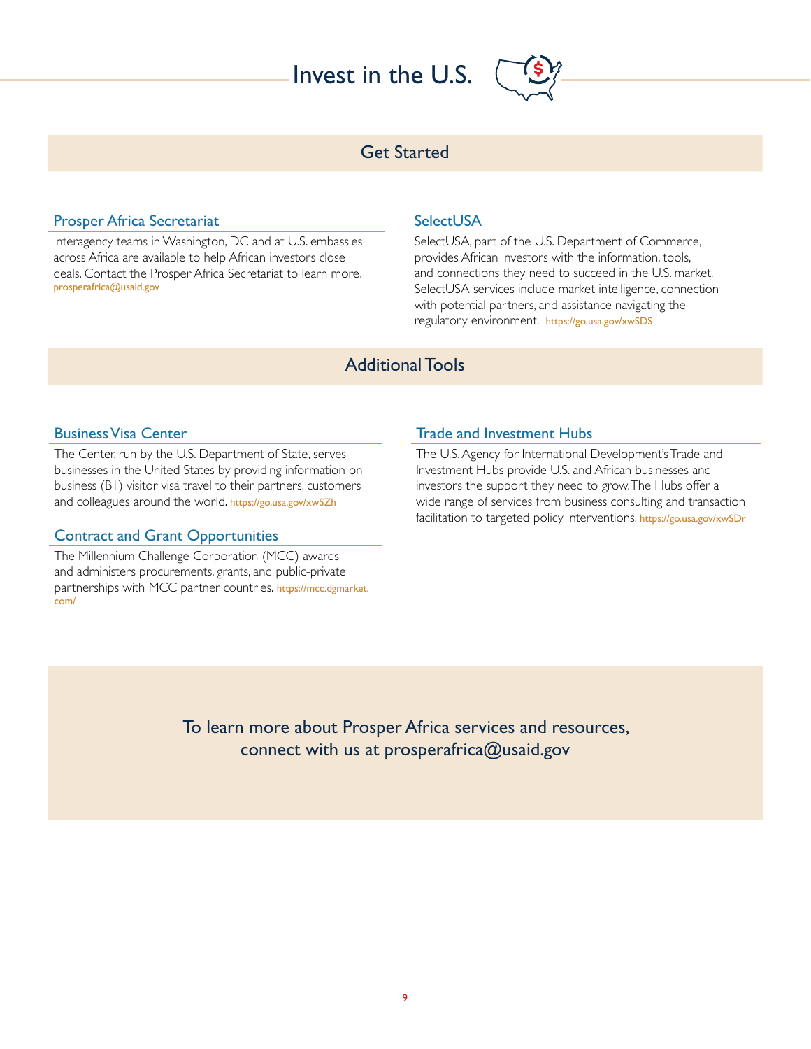# Invest in the U.S.

## Get Started

### Prosper Africa Secretariat

Interagency teams in Washington, DC and at U.S. embassies across Africa are available to help African investors close deals. Contact the Prosper Africa Secretariat to learn more. prosperafrica@usaid.gov

### SelectUSA

SelectUSA, part of the U.S. Department of Commerce, provides African investors with the information, tools, and connections they need to succeed in the U.S. market. SelectUSA services include market intelligence, connection with potential partners, and assistance navigating the regulatory environment. https://go.usa.gov/xwSDS

## Additional Tools

### Business Visa Center

The Center, run by the U.S. Department of State, serves businesses in the United States by providing information on business (B1) visitor visa travel to their partners, customers and colleagues around the world. https://go.usa.gov/xwSZh

### Contract and Grant Opportunities

The Millennium Challenge Corporation (MCC) awards and administers procurements, grants, and public-private partnerships with MCC partner countries. https://mcc.dgmarket.com/

### Trade and Investment Hubs

The U.S. Agency for International Development's Trade and Investment Hubs provide U.S. and African businesses and investors the support they need to grow. The Hubs offer a wide range of services from business consulting and transaction facilitation to targeted policy interventions. https://go.usa.gov/xwSDr

To learn more about Prosper Africa services and resources, connect with us at prosperafrica@usaid.gov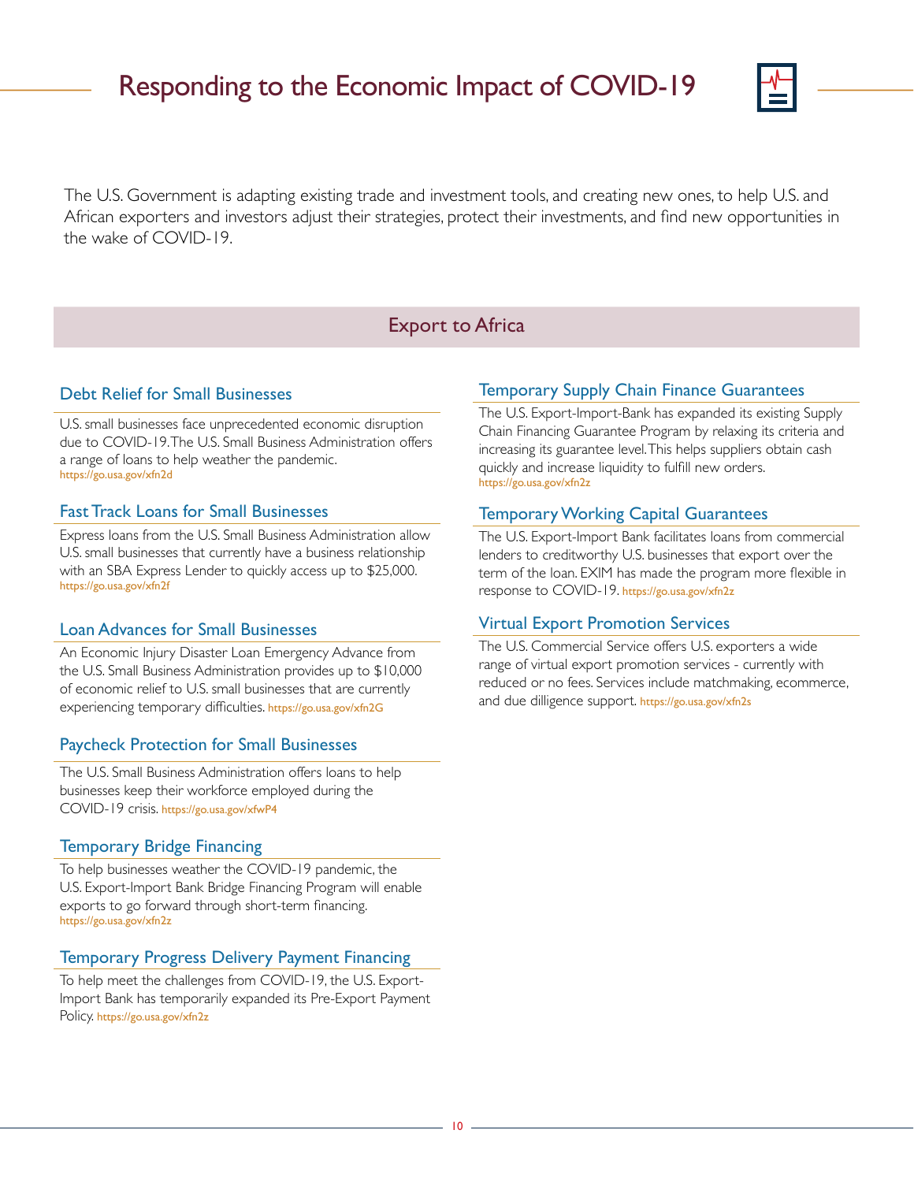# Responding to the Economic Impact of COVID-19

The U.S. Government is adapting existing trade and investment tools, and creating new ones, to help U.S. and African exporters and investors adjust their strategies, protect their investments, and find new opportunities in the wake of COVID-19.

## Export to Africa

### Debt Relief for Small Businesses

U.S. small businesses face unprecedented economic disruption due to COVID-19. The U.S. Small Business Administration offers a range of loans to help weather the pandemic. https://go.usa.gov/xfn2d

### Fast Track Loans for Small Businesses

Express loans from the U.S. Small Business Administration allow U.S. small businesses that currently have a business relationship with an SBA Express Lender to quickly access up to $25,000. https://go.usa.gov/xfn2f

### Loan Advances for Small Businesses

An Economic Injury Disaster Loan Emergency Advance from the U.S. Small Business Administration provides up to $10,000 of economic relief to U.S. small businesses that are currently experiencing temporary difficulties. https://go.usa.gov/xfn2G

### Paycheck Protection for Small Businesses

The U.S. Small Business Administration offers loans to help businesses keep their workforce employed during the COVID-19 crisis. https://go.usa.gov/xfwP4

### Temporary Bridge Financing

To help businesses weather the COVID-19 pandemic, the U.S. Export-Import Bank Bridge Financing Program will enable exports to go forward through short-term financing. https://go.usa.gov/xfn2z

### Temporary Progress Delivery Payment Financing

To help meet the challenges from COVID-19, the U.S. Export-Import Bank has temporarily expanded its Pre-Export Payment Policy. https://go.usa.gov/xfn2z

### Temporary Supply Chain Finance Guarantees

The U.S. Export-Import-Bank has expanded its existing Supply Chain Financing Guarantee Program by relaxing its criteria and increasing its guarantee level. This helps suppliers obtain cash quickly and increase liquidity to fulfill new orders. https://go.usa.gov/xfn2z

### Temporary Working Capital Guarantees

The U.S. Export-Import Bank facilitates loans from commercial lenders to creditworthy U.S. businesses that export over the term of the loan. EXIM has made the program more flexible in response to COVID-19. https://go.usa.gov/xfn2z

### Virtual Export Promotion Services

The U.S. Commercial Service offers U.S. exporters a wide range of virtual export promotion services - currently with reduced or no fees. Services include matchmaking, ecommerce, and due dilligence support. https://go.usa.gov/xfn2s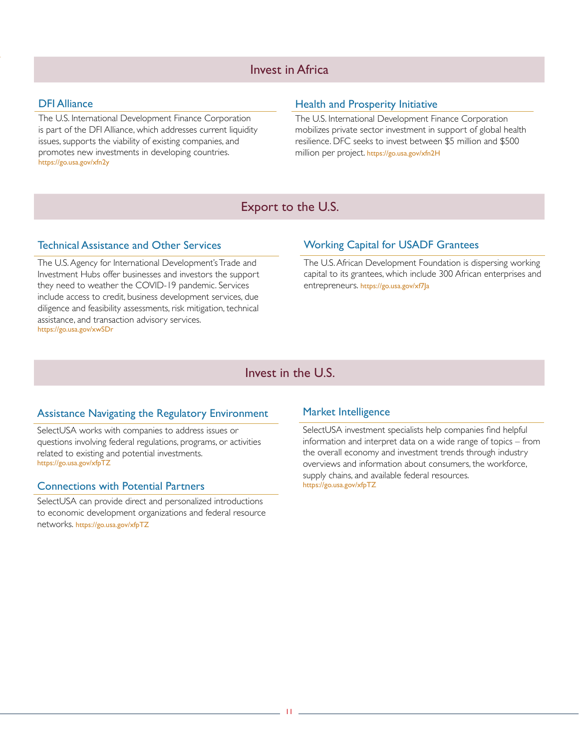## Invest in Africa

### DFI Alliance

The U.S. International Development Finance Corporation is part of the DFI Alliance, which addresses current liquidity issues, supports the viability of existing companies, and promotes new investments in developing countries. https://go.usa.gov/xfn2y

### Health and Prosperity Initiative

The U.S. International Development Finance Corporation mobilizes private sector investment in support of global health resilience. DFC seeks to invest between $5 million and $500 million per project. https://go.usa.gov/xfn2H

## Export to the U.S.

### Technical Assistance and Other Services

The U.S. Agency for International Development's Trade and Investment Hubs offer businesses and investors the support they need to weather the COVID-19 pandemic. Services include access to credit, business development services, due diligence and feasibility assessments, risk mitigation, technical assistance, and transaction advisory services. https://go.usa.gov/xwSDr

### Working Capital for USADF Grantees

The U.S. African Development Foundation is dispersing working capital to its grantees, which include 300 African enterprises and entrepreneurs. https://go.usa.gov/xf7Ja

## Invest in the U.S.

### Assistance Navigating the Regulatory Environment

SelectUSA works with companies to address issues or questions involving federal regulations, programs, or activities related to existing and potential investments. https://go.usa.gov/xfpTZ

### Connections with Potential Partners

SelectUSA can provide direct and personalized introductions to economic development organizations and federal resource networks. https://go.usa.gov/xfpTZ

### Market Intelligence

SelectUSA investment specialists help companies find helpful information and interpret data on a wide range of topics – from the overall economy and investment trends through industry overviews and information about consumers, the workforce, supply chains, and available federal resources. https://go.usa.gov/xfpTZ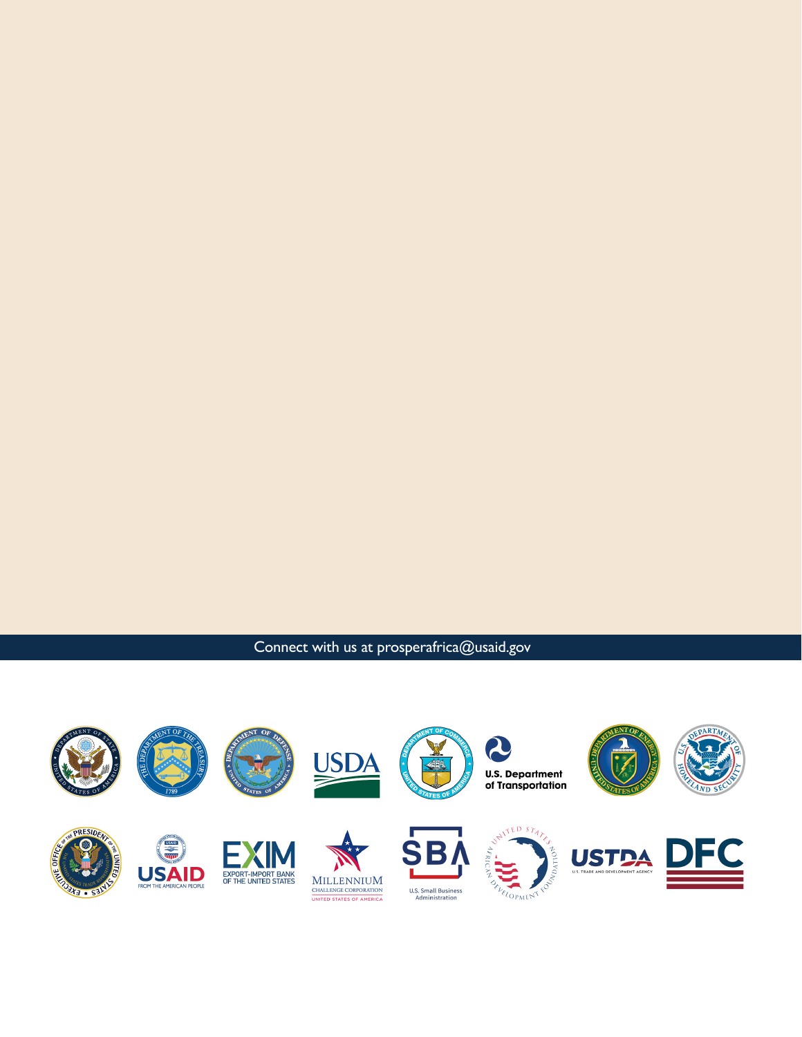Connect with us at prosperafrica@usaid.gov